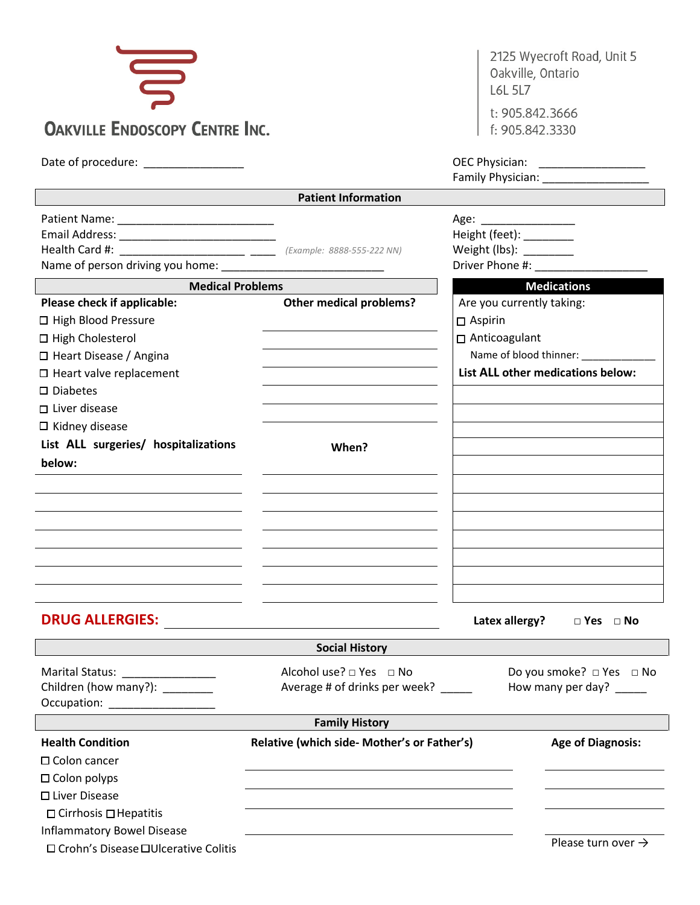# OAKVILLE ENDOSCOPY CENTRE INC.

2125 Wyecroft Road, Unit 5
Oakville, Ontario
L6L 5L7

t: 905.842.3666
f: 905.842.3330

Date of procedure: ________________

OEC Physician: _________________
Family Physician: _________________

## Patient Information

Patient Name: _________________________
Email Address: _________________________
Health Card #: ____________________ ____ *(Example: 8888-555-222 NN)*
Name of person driving you home: __________________________

Age: _______________
Height (feet): ________
Weight (lbs): ________
Driver Phone #: __________________

## Medical Problems

**Please check if applicable:**

- ☐ High Blood Pressure
- ☐ High Cholesterol
- ☐ Heart Disease / Angina
- ☐ Heart valve replacement
- ☐ Diabetes
- ☐ Liver disease
- ☐ Kidney disease

**Other medical problems?**

______________________________
______________________________
______________________________
______________________________
______________________________
______________________________

| List ALL surgeries/ hospitalizations below: | When? |
|---|---|
| | |
| | |
| | |
| | |
| | |
| | |
| | |
| | |

## Medications

Are you currently taking:

- ☐ Aspirin
- ☐ Anticoagulant

Name of blood thinner: ____________

**List ALL other medications below:**

| |
|---|
| |
| |
| |
| |
| |
| |
| |
| |
| |
| |
| |
| |

**DRUG ALLERGIES:** ______________________________________

**Latex allergy?** ☐ **Yes** ☐ **No**

## Social History

Marital Status: _______________
Children (how many?): ________
Occupation: ________________

Alcohol use? ☐ Yes ☐ No
Average # of drinks per week? _____

Do you smoke? ☐ Yes ☐ No
How many per day? _____

## Family History

| Health Condition | Relative (which side- Mother's or Father's) | Age of Diagnosis: |
|---|---|---|
| ☐ Colon cancer | | |
| ☐ Colon polyps | | |
| ☐ Liver Disease | | |
| ☐ Cirrhosis ☐ Hepatitis | | |
| Inflammatory Bowel Disease | | |
| ☐ Crohn's Disease ☐ Ulcerative Colitis | | |

Please turn over →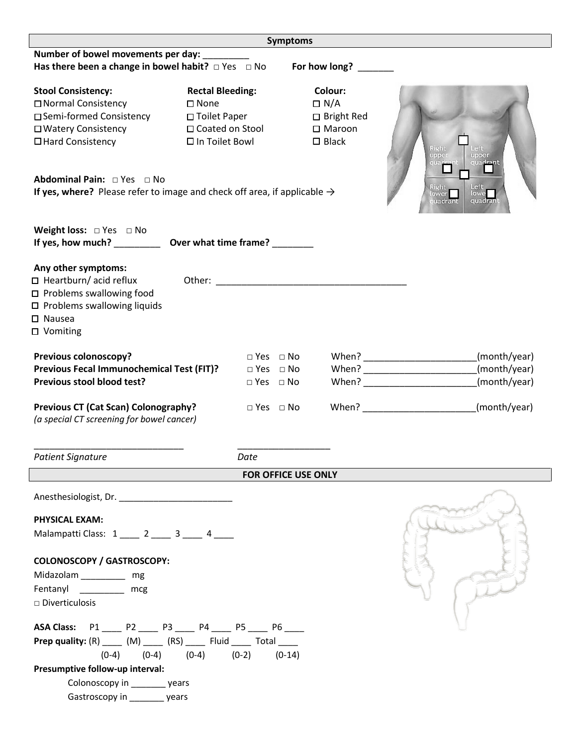## Symptoms

**Number of bowel movements per day:** _________

**Has there been a change in bowel habit?** □ Yes □ No **For how long?** _______

| **Stool Consistency:** | **Rectal Bleeding:** | **Colour:** |
|---|---|---|
| ☐ Normal Consistency | ☐ None | ☐ N/A |
| ☐ Semi-formed Consistency | ☐ Toilet Paper | ☐ Bright Red |
| ☐ Watery Consistency | ☐ Coated on Stool | ☐ Maroon |
| ☐ Hard Consistency | ☐ In Toilet Bowl | ☐ Black |

Right upper quadrant
Left upper quadrant
Right lower quadrant
Left lower quadrant

**Abdominal Pain:** □ Yes □ No

**If yes, where?** Please refer to image and check off area, if applicable →

**Weight loss:** □ Yes □ No

**If yes, how much?** _________ **Over what time frame?** ________

**Any other symptoms:**

- ☐ Heartburn/ acid reflux
- ☐ Problems swallowing food
- ☐ Problems swallowing liquids
- ☐ Nausea
- ☐ Vomiting

Other: ______________________________________

**Previous colonoscopy?** □ Yes □ No When? ______________________(month/year)

**Previous Fecal Immunochemical Test (FIT)?** □ Yes □ No When? ______________________(month/year)

**Previous stool blood test?** □ Yes □ No When? ______________________(month/year)

**Previous CT (Cat Scan) Colonography?** □ Yes □ No When? ______________________(month/year)
*(a special CT screening for bowel cancer)*

______________________________ ___________________

*Patient Signature* *Date*

## FOR OFFICE USE ONLY

Anesthesiologist, Dr. ________________________

**PHYSICAL EXAM:**

Malampatti Class: 1 ____ 2 ____ 3 ____ 4 ____

**COLONOSCOPY / GASTROSCOPY:**

Midazolam _________ mg

Fentanyl _________ mcg

□ Diverticulosis

**ASA Class:** P1 ____ P2 ____ P3 ____ P4 ____ P5 ____ P6 ____

**Prep quality:** (R) ____ (M) ____ (RS) ____ Fluid ____ Total ____
(0-4) (0-4) (0-4) (0-2) (0-14)

**Presumptive follow-up interval:**

Colonoscopy in _______ years

Gastroscopy in _______ years